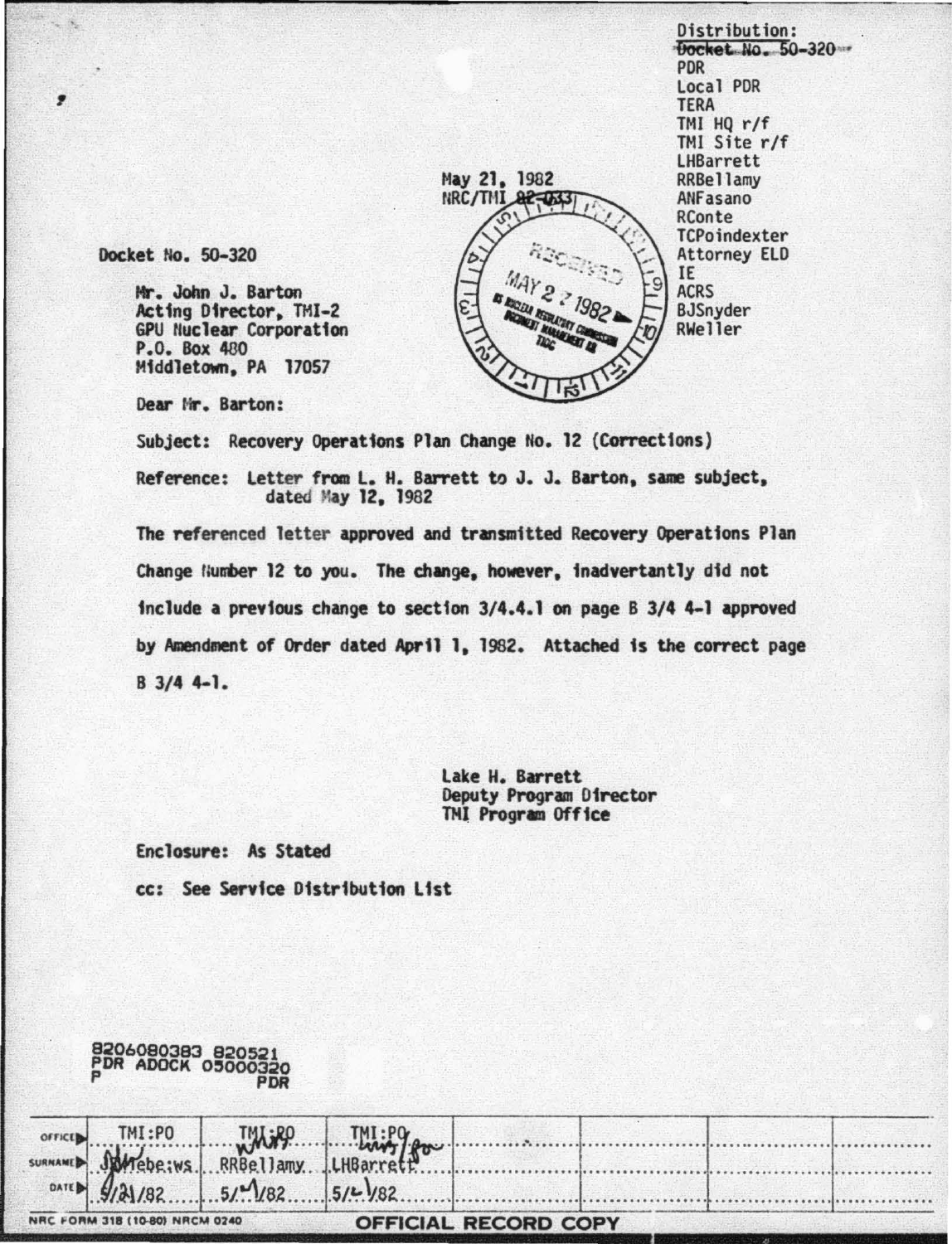Distribution:
~~Docket No. 50-320~~
PDR
Local PDR
TERA
TMI HQ r/f
TMI Site r/f
LHBarrett
RRBellamy
ANFasano
RConte
TCPoindexter
Attorney ELD
IE
ACRS
BJSnyder
RWeller

May 21, 1982
NRC/TMI 82-033

RECEIVED
MAY 27 1982
US NUCLEAR REGULATORY COMMISSION
DOCUMENT MANAGEMENT BR
TIDC

Docket No. 50-320

Mr. John J. Barton
Acting Director, TMI-2
GPU Nuclear Corporation
P.O. Box 480
Middletown, PA 17057

Dear Mr. Barton:

Subject: Recovery Operations Plan Change No. 12 (Corrections)

Reference: Letter from L. H. Barrett to J. J. Barton, same subject, dated May 12, 1982

The referenced letter approved and transmitted Recovery Operations Plan Change Number 12 to you. The change, however, inadvertantly did not include a previous change to section 3/4.4.1 on page B 3/4 4-1 approved by Amendment of Order dated April 1, 1982. Attached is the correct page B 3/4 4-1.

Lake H. Barrett
Deputy Program Director
TMI Program Office

Enclosure: As Stated

cc: See Service Distribution List

8206080383 820521
PDR ADOCK 05000320
P PDR

| OFFICE | TMI:PO | TMI:PO | TMI:PO | | | | |
|---|---|---|---|---|---|---|---|
| SURNAME | JWTebe:ws | RRBellamy | LHBarrett | | | | |
| DATE | 5/21/82 | 5/21/82 | 5/21/82 | | | | |

NRC FORM 318 (10-80) NRCM 0240

OFFICIAL RECORD COPY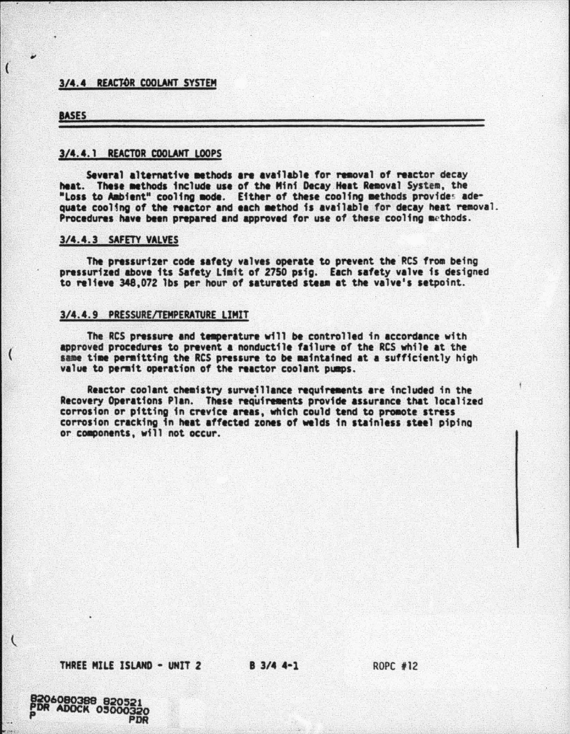## 3/4.4 REACTOR COOLANT SYSTEM

### BASES

#### 3/4.4.1 REACTOR COOLANT LOOPS

Several alternative methods are available for removal of reactor decay heat. These methods include use of the Mini Decay Heat Removal System, the "Loss to Ambient" cooling mode. Either of these cooling methods provides adequate cooling of the reactor and each method is available for decay heat removal. Procedures have been prepared and approved for use of these cooling methods.

#### 3/4.4.3 SAFETY VALVES

The pressurizer code safety valves operate to prevent the RCS from being pressurized above its Safety Limit of 2750 psig. Each safety valve is designed to relieve 348,072 lbs per hour of saturated steam at the valve's setpoint.

#### 3/4.4.9 PRESSURE/TEMPERATURE LIMIT

The RCS pressure and temperature will be controlled in accordance with approved procedures to prevent a nonductile failure of the RCS while at the same time permitting the RCS pressure to be maintained at a sufficiently high value to permit operation of the reactor coolant pumps.

Reactor coolant chemistry surveillance requirements are included in the Recovery Operations Plan. These requirements provide assurance that localized corrosion or pitting in crevice areas, which could tend to promote stress corrosion cracking in heat affected zones of welds in stainless steel piping or components, will not occur.

THREE MILE ISLAND - UNIT 2 B 3/4 4-1 ROPC #12

8206080388 820521
PDR ADOCK 05000320
P PDR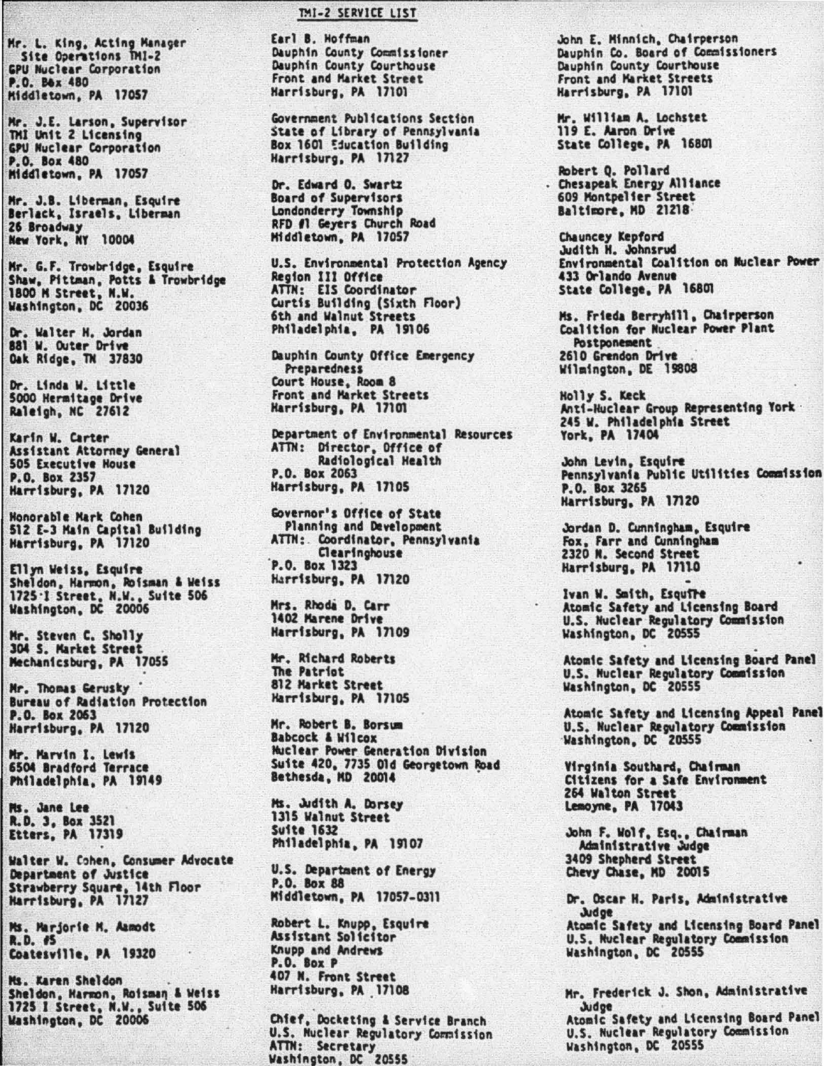# TMI-2 SERVICE LIST

Mr. L. King, Acting Manager
Site Operations TMI-2
GPU Nuclear Corporation
P.O. Box 480
Middletown, PA 17057

Mr. J.E. Larson, Supervisor
TMI Unit 2 Licensing
GPU Nuclear Corporation
P.O. Box 480
Middletown, PA 17057

Mr. J.B. Liberman, Esquire
Berlack, Israels, Liberman
26 Broadway
New York, NY 10004

Mr. G.F. Trowbridge, Esquire
Shaw, Pittman, Potts & Trowbridge
1800 M Street, N.W.
Washington, DC 20036

Dr. Walter H. Jordan
881 W. Outer Drive
Oak Ridge, TN 37830

Dr. Linda W. Little
5000 Hermitage Drive
Raleigh, NC 27612

Karin W. Carter
Assistant Attorney General
505 Executive House
P.O. Box 2357
Harrisburg, PA 17120

Honorable Mark Cohen
512 E-3 Main Capital Building
Harrisburg, PA 17120

Ellyn Weiss, Esquire
Sheldon, Harmon, Roisman & Weiss
1725 I Street, N.W., Suite 506
Washington, DC 20006

Mr. Steven C. Sholly
304 S. Market Street
Mechanicsburg, PA 17055

Mr. Thomas Gerusky
Bureau of Radiation Protection
P.O. Box 2063
Harrisburg, PA 17120

Mr. Marvin I. Lewis
6504 Bradford Terrace
Philadelphia, PA 19149

Ms. Jane Lee
R.D. 3, Box 3521
Etters, PA 17319

Walter W. Cohen, Consumer Advocate
Department of Justice
Strawberry Square, 14th Floor
Harrisburg, PA 17127

Ms. Marjorie M. Aamodt
R.D. #5
Coatesville, PA 19320

Ms. Karen Sheldon
Sheldon, Harmon, Roisman & Weiss
1725 I Street, N.W., Suite 506
Washington, DC 20006

Earl B. Hoffman
Dauphin County Commissioner
Dauphin County Courthouse
Front and Market Street
Harrisburg, PA 17101

Government Publications Section
State of Library of Pennsylvania
Box 1601 Education Building
Harrisburg, PA 17127

Dr. Edward O. Swartz
Board of Supervisors
Londonderry Township
RFD #1 Geyers Church Road
Middletown, PA 17057

U.S. Environmental Protection Agency
Region III Office
ATTN: EIS Coordinator
Curtis Building (Sixth Floor)
6th and Walnut Streets
Philadelphia, PA 19106

Dauphin County Office Emergency Preparedness
Court House, Room 8
Front and Market Streets
Harrisburg, PA 17101

Department of Environmental Resources
ATTN: Director, Office of Radiological Health
P.O. Box 2063
Harrisburg, PA 17105

Governor's Office of State Planning and Development
ATTN: Coordinator, Pennsylvania Clearinghouse
P.O. Box 1323
Harrisburg, PA 17120

Mrs. Rhoda D. Carr
1402 Marene Drive
Harrisburg, PA 17109

Mr. Richard Roberts
The Patriot
812 Market Street
Harrisburg, PA 17105

Mr. Robert B. Borsum
Babcock & Wilcox
Nuclear Power Generation Division
Suite 420, 7735 Old Georgetown Road
Bethesda, MD 20014

Ms. Judith A. Dorsey
1315 Walnut Street
Suite 1632
Philadelphia, PA 19107

U.S. Department of Energy
P.O. Box 88
Middletown, PA 17057-0311

Robert L. Knupp, Esquire
Assistant Solicitor
Knupp and Andrews
P.O. Box P
407 N. Front Street
Harrisburg, PA 17108

Chief, Docketing & Service Branch
U.S. Nuclear Regulatory Commission
ATTN: Secretary
Washington, DC 20555

John E. Minnich, Chairperson
Dauphin Co. Board of Commissioners
Dauphin County Courthouse
Front and Market Streets
Harrisburg, PA 17101

Mr. William A. Lochstet
119 E. Aaron Drive
State College, PA 16801

Robert Q. Pollard
Chesapeak Energy Alliance
609 Montpelier Street
Baltimore, MD 21218

Chauncey Kepford
Judith H. Johnsrud
Environmental Coalition on Nuclear Power
433 Orlando Avenue
State College, PA 16801

Ms. Frieda Berryhill, Chairperson
Coalition for Nuclear Power Plant Postponement
2610 Grendon Drive
Wilmington, DE 19808

Holly S. Keck
Anti-Nuclear Group Representing York
245 W. Philadelphia Street
York, PA 17404

John Levin, Esquire
Pennsylvania Public Utilities Commission
P.O. Box 3265
Harrisburg, PA 17120

Jordan D. Cunningham, Esquire
Fox, Farr and Cunningham
2320 N. Second Street
Harrisburg, PA 17110

Ivan W. Smith, Esquire
Atomic Safety and Licensing Board
U.S. Nuclear Regulatory Commission
Washington, DC 20555

Atomic Safety and Licensing Board Panel
U.S. Nuclear Regulatory Commission
Washington, DC 20555

Atomic Safety and Licensing Appeal Panel
U.S. Nuclear Regulatory Commission
Washington, DC 20555

Virginia Southard, Chairman
Citizens for a Safe Environment
264 Walton Street
Lemoyne, PA 17043

John F. Wolf, Esq., Chairman
Administrative Judge
3409 Shepherd Street
Chevy Chase, MD 20015

Dr. Oscar H. Paris, Administrative Judge
Atomic Safety and Licensing Board Panel
U.S. Nuclear Regulatory Commission
Washington, DC 20555

Mr. Frederick J. Shon, Administrative Judge
Atomic Safety and Licensing Board Panel
U.S. Nuclear Regulatory Commission
Washington, DC 20555